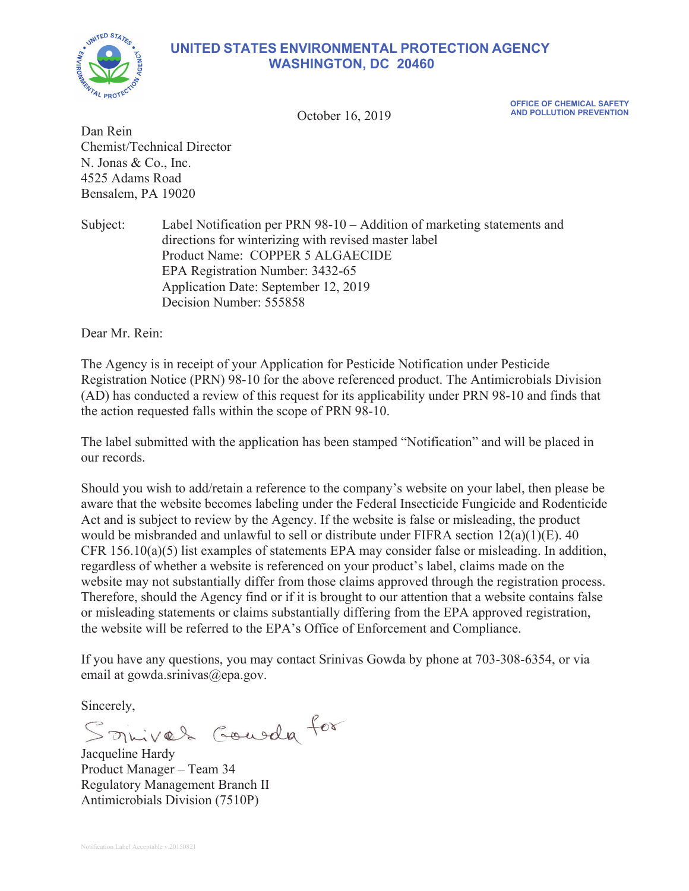# UNITED STATES ENVIRONMENTAL PROTECTION AGENCY
## WASHINGTON, DC 20460

OFFICE OF CHEMICAL SAFETY
AND POLLUTION PREVENTION

October 16, 2019

Dan Rein
Chemist/Technical Director
N. Jonas & Co., Inc.
4525 Adams Road
Bensalem, PA 19020

Subject: Label Notification per PRN 98-10 – Addition of marketing statements and directions for winterizing with revised master label
Product Name: COPPER 5 ALGAECIDE
EPA Registration Number: 3432-65
Application Date: September 12, 2019
Decision Number: 555858

Dear Mr. Rein:

The Agency is in receipt of your Application for Pesticide Notification under Pesticide Registration Notice (PRN) 98-10 for the above referenced product. The Antimicrobials Division (AD) has conducted a review of this request for its applicability under PRN 98-10 and finds that the action requested falls within the scope of PRN 98-10.

The label submitted with the application has been stamped "Notification" and will be placed in our records.

Should you wish to add/retain a reference to the company's website on your label, then please be aware that the website becomes labeling under the Federal Insecticide Fungicide and Rodenticide Act and is subject to review by the Agency. If the website is false or misleading, the product would be misbranded and unlawful to sell or distribute under FIFRA section 12(a)(1)(E). 40 CFR 156.10(a)(5) list examples of statements EPA may consider false or misleading. In addition, regardless of whether a website is referenced on your product's label, claims made on the website may not substantially differ from those claims approved through the registration process. Therefore, should the Agency find or if it is brought to our attention that a website contains false or misleading statements or claims substantially differing from the EPA approved registration, the website will be referred to the EPA's Office of Enforcement and Compliance.

If you have any questions, you may contact Srinivas Gowda by phone at 703-308-6354, or via email at gowda.srinivas@epa.gov.

Sincerely,

Srinivas Gowda for

Jacqueline Hardy
Product Manager – Team 34
Regulatory Management Branch II
Antimicrobials Division (7510P)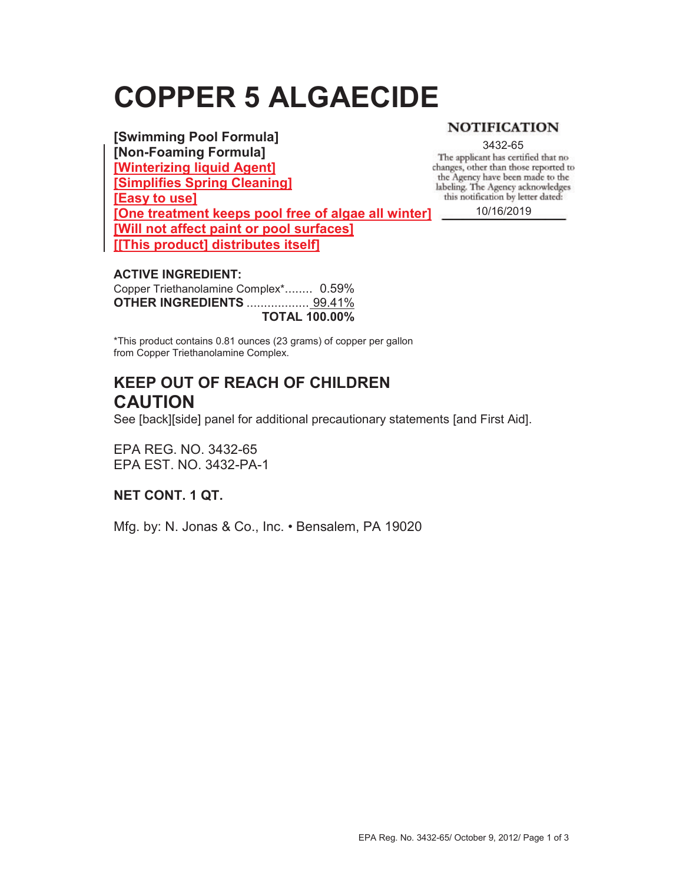# COPPER 5 ALGAECIDE

**[Swimming Pool Formula]**
**[Non-Foaming Formula]**
**[Winterizing liquid Agent]**
**[Simplifies Spring Cleaning]**
**[Easy to use]**
**[One treatment keeps pool free of algae all winter]**
**[Will not affect paint or pool surfaces]**
**[[This product] distributes itself]**

**NOTIFICATION**

3432-65

The applicant has certified that no changes, other than those reported to the Agency have been made to the labeling. The Agency acknowledges this notification by letter dated:

10/16/2019

**ACTIVE INGREDIENT:**
Copper Triethanolamine Complex*........ 0.59%
**OTHER INGREDIENTS** .................. 99.41%
**TOTAL 100.00%**

*This product contains 0.81 ounces (23 grams) of copper per gallon from Copper Triethanolamine Complex.

## KEEP OUT OF REACH OF CHILDREN

## CAUTION

See [back][side] panel for additional precautionary statements [and First Aid].

EPA REG. NO. 3432-65
EPA EST. NO. 3432-PA-1

**NET CONT. 1 QT.**

Mfg. by: N. Jonas & Co., Inc. • Bensalem, PA 19020

EPA Reg. No. 3432-65/ October 9, 2012/ Page 1 of 3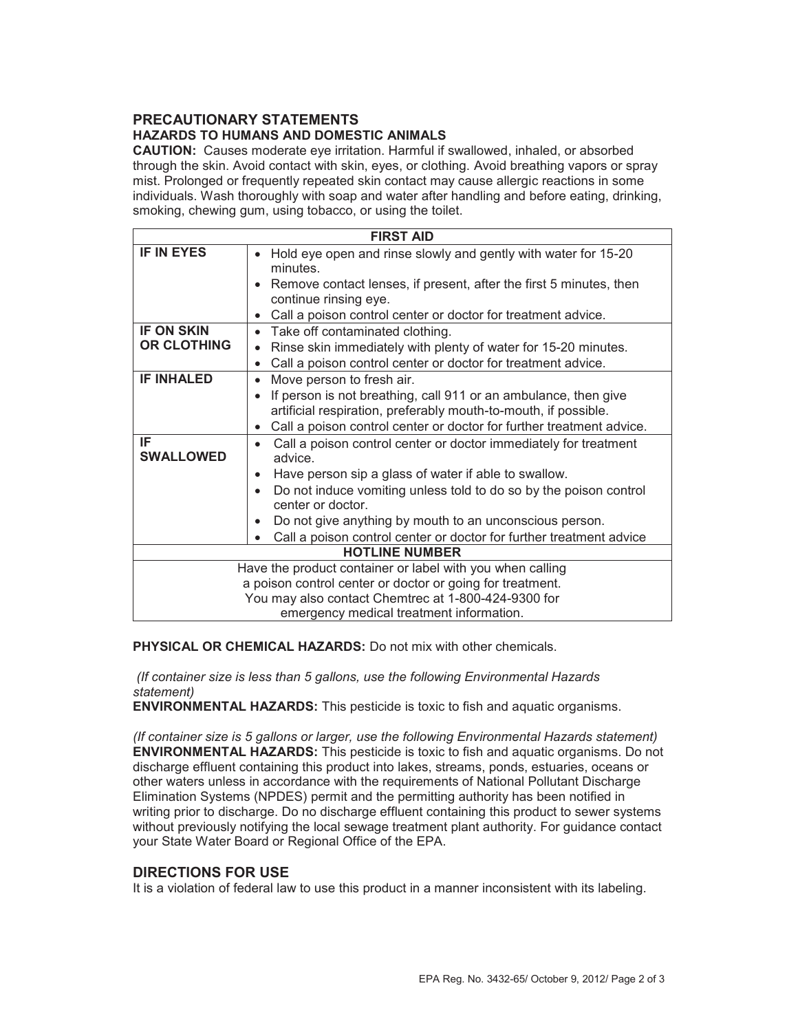## PRECAUTIONARY STATEMENTS

### HAZARDS TO HUMANS AND DOMESTIC ANIMALS

**CAUTION:** Causes moderate eye irritation. Harmful if swallowed, inhaled, or absorbed through the skin. Avoid contact with skin, eyes, or clothing. Avoid breathing vapors or spray mist. Prolonged or frequently repeated skin contact may cause allergic reactions in some individuals. Wash thoroughly with soap and water after handling and before eating, drinking, smoking, chewing gum, using tobacco, or using the toilet.

| FIRST AID | |
|---|---|
| **IF IN EYES** | • Hold eye open and rinse slowly and gently with water for 15-20 minutes.<br>• Remove contact lenses, if present, after the first 5 minutes, then continue rinsing eye.<br>• Call a poison control center or doctor for treatment advice. |
| **IF ON SKIN OR CLOTHING** | • Take off contaminated clothing.<br>• Rinse skin immediately with plenty of water for 15-20 minutes.<br>• Call a poison control center or doctor for treatment advice. |
| **IF INHALED** | • Move person to fresh air.<br>• If person is not breathing, call 911 or an ambulance, then give artificial respiration, preferably mouth-to-mouth, if possible.<br>• Call a poison control center or doctor for further treatment advice. |
| **IF SWALLOWED** | • Call a poison control center or doctor immediately for treatment advice.<br>• Have person sip a glass of water if able to swallow.<br>• Do not induce vomiting unless told to do so by the poison control center or doctor.<br>• Do not give anything by mouth to an unconscious person.<br>• Call a poison control center or doctor for further treatment advice |
| **HOTLINE NUMBER** | |
| Have the product container or label with you when calling a poison control center or doctor or going for treatment. You may also contact Chemtrec at 1-800-424-9300 for emergency medical treatment information. | |

**PHYSICAL OR CHEMICAL HAZARDS:** Do not mix with other chemicals.

*(If container size is less than 5 gallons, use the following Environmental Hazards statement)*

**ENVIRONMENTAL HAZARDS:** This pesticide is toxic to fish and aquatic organisms.

*(If container size is 5 gallons or larger, use the following Environmental Hazards statement)*

**ENVIRONMENTAL HAZARDS:** This pesticide is toxic to fish and aquatic organisms. Do not discharge effluent containing this product into lakes, streams, ponds, estuaries, oceans or other waters unless in accordance with the requirements of National Pollutant Discharge Elimination Systems (NPDES) permit and the permitting authority has been notified in writing prior to discharge. Do no discharge effluent containing this product to sewer systems without previously notifying the local sewage treatment plant authority. For guidance contact your State Water Board or Regional Office of the EPA.

## DIRECTIONS FOR USE

It is a violation of federal law to use this product in a manner inconsistent with its labeling.

EPA Reg. No. 3432-65/ October 9, 2012/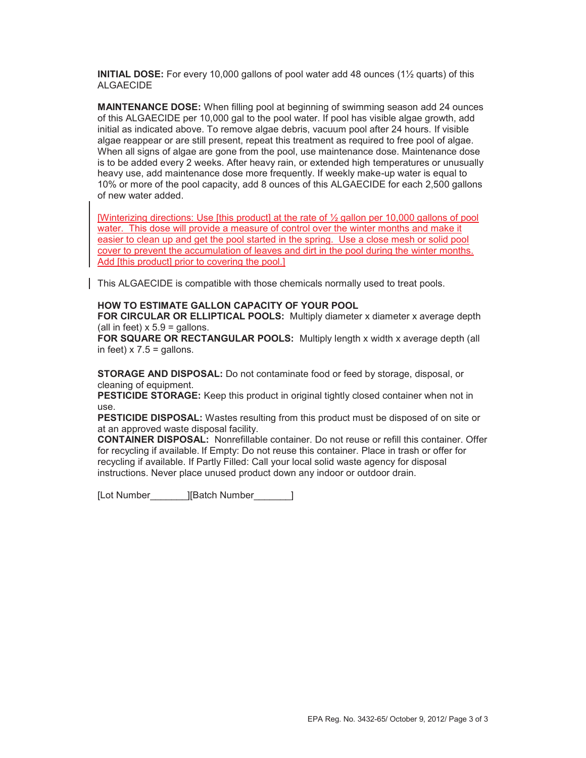**INITIAL DOSE:** For every 10,000 gallons of pool water add 48 ounces (1½ quarts) of this ALGAECIDE

**MAINTENANCE DOSE:** When filling pool at beginning of swimming season add 24 ounces of this ALGAECIDE per 10,000 gal to the pool water. If pool has visible algae growth, add initial as indicated above. To remove algae debris, vacuum pool after 24 hours. If visible algae reappear or are still present, repeat this treatment as required to free pool of algae. When all signs of algae are gone from the pool, use maintenance dose. Maintenance dose is to be added every 2 weeks. After heavy rain, or extended high temperatures or unusually heavy use, add maintenance dose more frequently. If weekly make-up water is equal to 10% or more of the pool capacity, add 8 ounces of this ALGAECIDE for each 2,500 gallons of new water added.

[Winterizing directions: Use [this product] at the rate of ½ gallon per 10,000 gallons of pool water. This dose will provide a measure of control over the winter months and make it easier to clean up and get the pool started in the spring. Use a close mesh or solid pool cover to prevent the accumulation of leaves and dirt in the pool during the winter months. Add [this product] prior to covering the pool.]

This ALGAECIDE is compatible with those chemicals normally used to treat pools.

**HOW TO ESTIMATE GALLON CAPACITY OF YOUR POOL**
**FOR CIRCULAR OR ELLIPTICAL POOLS:** Multiply diameter x diameter x average depth (all in feet) x 5.9 = gallons.
**FOR SQUARE OR RECTANGULAR POOLS:** Multiply length x width x average depth (all in feet) x 7.5 = gallons.

**STORAGE AND DISPOSAL:** Do not contaminate food or feed by storage, disposal, or cleaning of equipment.
**PESTICIDE STORAGE:** Keep this product in original tightly closed container when not in use.
**PESTICIDE DISPOSAL:** Wastes resulting from this product must be disposed of on site or at an approved waste disposal facility.
**CONTAINER DISPOSAL:** Nonrefillable container. Do not reuse or refill this container. Offer for recycling if available. If Empty: Do not reuse this container. Place in trash or offer for recycling if available. If Partly Filled: Call your local solid waste agency for disposal instructions. Never place unused product down any indoor or outdoor drain.

[Lot Number_______][Batch Number_______]

EPA Reg. No. 3432-65/ October 9, 2012/